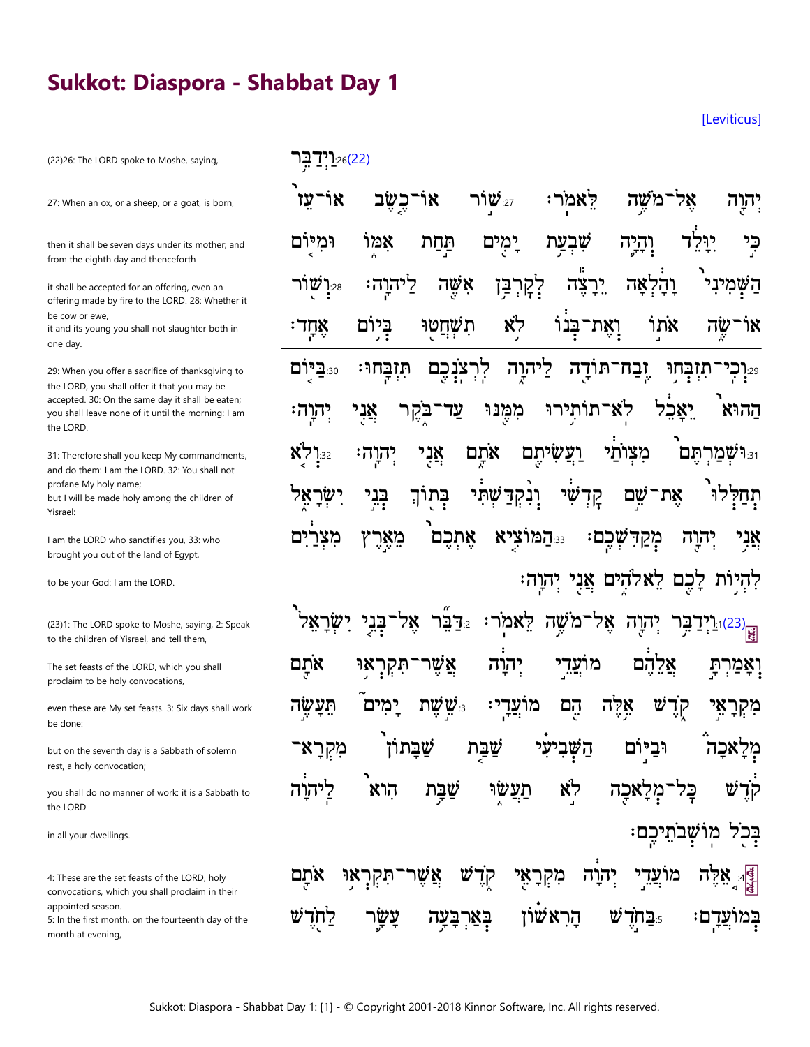# Sukkot: Diaspora - Shabbat Day 1

[Leviticus]

(22)26: The LORD spoke to Moshe, saying,

27: When an ox, or a sheep, or a goat, is born,

then it shall be seven days under its mother; and from the eighth day and thenceforth

it shall be accepted for an offering, even an offering made by fire to the LORD. 28: Whether it be cow or ewe,
it and its young you shall not slaughter both in one day.

29: When you offer a sacrifice of thanksgiving to the LORD, you shall offer it that you may be accepted. 30: On the same day it shall be eaten; you shall leave none of it until the morning: I am the LORD.

31: Therefore shall you keep My commandments, and do them: I am the LORD. 32: You shall not profane My holy name;
but I will be made holy among the children of Yisrael:

I am the LORD who sanctifies you, 33: who brought you out of the land of Egypt,

to be your God: I am the LORD.

(23)1: The LORD spoke to Moshe, saying, 2: Speak to the children of Yisrael, and tell them,

The set feasts of the LORD, which you shall proclaim to be holy convocations,

even these are My set feasts. 3: Six days shall work be done:

but on the seventh day is a Sabbath of solemn rest, a holy convocation;

you shall do no manner of work: it is a Sabbath to the LORD

in all your dwellings.

4: These are the set feasts of the LORD, holy convocations, which you shall proclaim in their appointed season.
5: In the first month, on the fourteenth day of the month at evening,

(22)26:וַיְדַבֵּ֥ר יְהוָ֖ה אֶל־מֹשֶׁ֥ה לֵּאמֹֽר׃ 27:שׁ֤וֹר אוֹ־כֶ֙שֶׂב֙ אוֹ־עֵ֔ז כִּ֣י יִוָּלֵ֔ד וְהָיָ֛ה שִׁבְעַ֥ת יָמִ֖ים תַּ֣חַת אִמּ֑וֹ וּמִיּ֤וֹם הַשְּׁמִינִי֙ וָהָ֔לְאָה יֵרָצֶ֕ה לְקָרְבַּ֥ן אִשֶּׁ֖ה לַיהוָֽה׃ 28:וְשׁ֖וֹר אוֹ־שֶׂ֑ה אֹת֣וֹ וְאֶת־בְּנ֔וֹ לֹ֥א תִשְׁחֲט֖וּ בְּי֥וֹם אֶחָֽד׃

29:וְכִֽי־תִזְבְּח֥וּ זֶֽבַח־תּוֹדָ֖ה לַיהוָ֑ה לִֽרְצֹנְכֶ֖ם תִּזְבָּֽחוּ׃ 30:בַּיּ֤וֹם הַהוּא֙ יֵאָכֵ֔ל לֹֽא־תוֹתִ֥ירוּ מִמֶּ֖נּוּ עַד־בֹּ֑קֶר אֲנִ֖י יְהוָֽה׃ 31:וּשְׁמַרְתֶּם֙ מִצְוֺתַ֔י וַעֲשִׂיתֶ֖ם אֹתָ֑ם אֲנִ֖י יְהוָֽה׃ 32:וְלֹ֤א תְחַלְּלוּ֙ אֶת־שֵׁ֣ם קָדְשִׁ֔י וְנִ֨קְדַּשְׁתִּ֔י בְּת֖וֹךְ בְּנֵ֣י יִשְׂרָאֵ֑ל אֲנִ֥י יְהוָ֖ה מְקַדִּשְׁכֶֽם׃ 33:הַמּוֹצִ֤יא אֶתְכֶם֙ מֵאֶ֣רֶץ מִצְרַ֔יִם לִהְי֥וֹת לָכֶ֖ם לֵאלֹהִ֑ים אֲנִ֖י יְהוָֽה׃

(23)1:וַיְדַבֵּ֥ר יְהוָ֖ה אֶל־מֹשֶׁ֥ה לֵּאמֹֽר׃ 2:דַּבֵּ֞ר אֶל־בְּנֵ֤י יִשְׂרָאֵל֙ וְאָמַרְתָּ֣ אֲלֵהֶ֔ם מוֹעֲדֵ֣י יְהוָ֔ה אֲשֶׁר־תִּקְרְא֥וּ אֹתָ֖ם מִקְרָאֵ֣י קֹ֑דֶשׁ אֵ֥לֶּה הֵ֖ם מוֹעֲדָֽי׃ 3:שֵׁ֣שֶׁת יָמִים֮ תֵּעָשֶׂ֣ה מְלָאכָה֒ וּבַיּ֣וֹם הַשְּׁבִיעִ֗י שַׁבַּ֤ת שַׁבָּתוֹן֙ מִקְרָא־קֹ֔דֶשׁ כָּל־מְלָאכָ֖ה לֹ֣א תַעֲשׂ֑וּ שַׁבָּ֥ת הִוא֙ לַֽיהוָ֔ה בְּכֹ֖ל מוֹשְׁבֹתֵיכֶֽם׃

4:אֵ֚לֶּה מוֹעֲדֵ֣י יְהוָ֔ה מִקְרָאֵ֖י קֹ֑דֶשׁ אֲשֶׁר־תִּקְרְא֥וּ אֹתָ֖ם בְּמוֹעֲדָֽם׃ 5:בַּחֹ֣דֶשׁ הָרִאשׁ֗וֹן בְּאַרְבָּעָ֥ה עָשָׂ֛ר לַחֹ֖דֶשׁ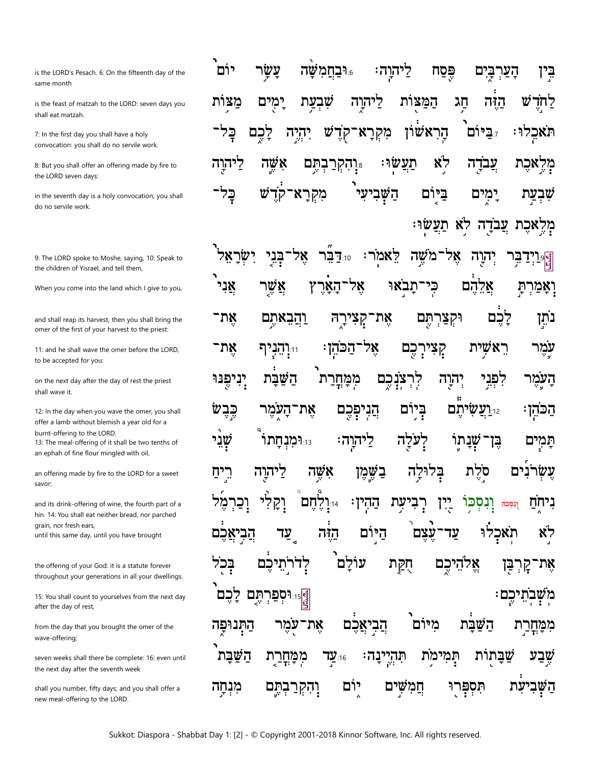בֵּין הָעַרְבַּיִם פֶּסַח לַיהוָה׃ 6 וּבַחֲמִשָּׁה עָשָׂר יוֹם לַחֹדֶשׁ הַזֶּה חַג הַמַּצּוֹת לַיהוָה שִׁבְעַת יָמִים מַצּוֹת תֹּאכֵלוּ׃ 7 בַּיּוֹם הָרִאשׁוֹן מִקְרָא־קֹדֶשׁ יִהְיֶה לָכֶם כָּל־מְלֶאכֶת עֲבֹדָה לֹא תַעֲשׂוּ׃ 8 וְהִקְרַבְתֶּם אִשֶּׁה לַיהוָה שִׁבְעַת יָמִים בַּיּוֹם הַשְּׁבִיעִי מִקְרָא־קֹדֶשׁ כָּל־מְלֶאכֶת עֲבֹדָה לֹא תַעֲשׂוּ׃

is the LORD's Pesach. 6: On the fifteenth day of the same month

is the feast of matzah to the LORD: seven days you shall eat matzah.

7: In the first day you shall have a holy convocation: you shall do no servile work.

8: But you shall offer an offering made by fire to the LORD seven days:

in the seventh day is a holy convocation; you shall do no servile work.

שלישי 9 וַיְדַבֵּר יְהוָה אֶל־מֹשֶׁה לֵּאמֹר׃ 10 דַּבֵּר אֶל־בְּנֵי יִשְׂרָאֵל וְאָמַרְתָּ אֲלֵהֶם כִּי־תָבֹאוּ אֶל־הָאָרֶץ אֲשֶׁר אֲנִי נֹתֵן לָכֶם וּקְצַרְתֶּם אֶת־קְצִירָהּ וַהֲבֵאתֶם אֶת־עֹמֶר רֵאשִׁית קְצִירְכֶם אֶל־הַכֹּהֵן׃ 11 וְהֵנִיף אֶת־הָעֹמֶר לִפְנֵי יְהוָה לִרְצֹנְכֶם מִמָּחֳרַת הַשַּׁבָּת יְנִיפֶנּוּ הַכֹּהֵן׃ 12 וַעֲשִׂיתֶם בְּיוֹם הֲנִיפְכֶם אֶת־הָעֹמֶר כֶּבֶשׂ תָּמִים בֶּן־שְׁנָתוֹ לְעֹלָה לַיהוָה׃ 13 וּמִנְחָתוֹ שְׁנֵי עֶשְׂרֹנִים סֹלֶת בְּלוּלָה בַשֶּׁמֶן אִשֶּׁה לַיהוָה רֵיחַ נִיחֹחַ (וְנִסְכֹּה) וְנִסְכּוֹ יַיִן רְבִיעִת הַהִין׃ 14 וְלֶחֶם וְקָלִי וְכַרְמֶל לֹא תֹאכְלוּ עַד־עֶצֶם הַיּוֹם הַזֶּה עַד הֲבִיאֲכֶם אֶת־קָרְבַּן אֱלֹהֵיכֶם חֻקַּת עוֹלָם לְדֹרֹתֵיכֶם בְּכֹל מֹשְׁבֹתֵיכֶם׃

9: The LORD spoke to Moshe, saying, 10: Speak to the children of Yisrael, and tell them,

When you come into the land which I give to you,

and shall reap its harvest, then you shall bring the omer of the first of your harvest to the priest:

11: and he shall wave the omer before the LORD, to be accepted for you:

on the next day after the day of rest the priest shall wave it.

12: In the day when you wave the omer, you shall offer a lamb without blemish a year old for a burnt-offering to the LORD.
13: The meal-offering of it shall be two tenths of an ephah of fine flour mingled with oil,

an offering made by fire to the LORD for a sweet savor;

and its drink-offering of wine, the fourth part of a hin. 14: You shall eat neither bread, nor parched grain, nor fresh ears,
until this same day, until you have brought

the offering of your God: it is a statute forever throughout your generations in all your dwellings.

רביעי 15 וּסְפַרְתֶּם לָכֶם מִמָּחֳרַת הַשַּׁבָּת מִיּוֹם הֲבִיאֲכֶם אֶת־עֹמֶר הַתְּנוּפָה שֶׁבַע שַׁבָּתוֹת תְּמִימֹת תִּהְיֶינָה׃ 16 עַד מִמָּחֳרַת הַשַּׁבָּת הַשְּׁבִיעִת תִּסְפְּרוּ חֲמִשִּׁים יוֹם וְהִקְרַבְתֶּם מִנְחָה

15: You shall count to yourselves from the next day after the day of rest,

from the day that you brought the omer of the wave-offering;

seven weeks shall there be complete: 16: even until the next day after the seventh week

shall you number, fifty days; and you shall offer a new meal-offering to the LORD.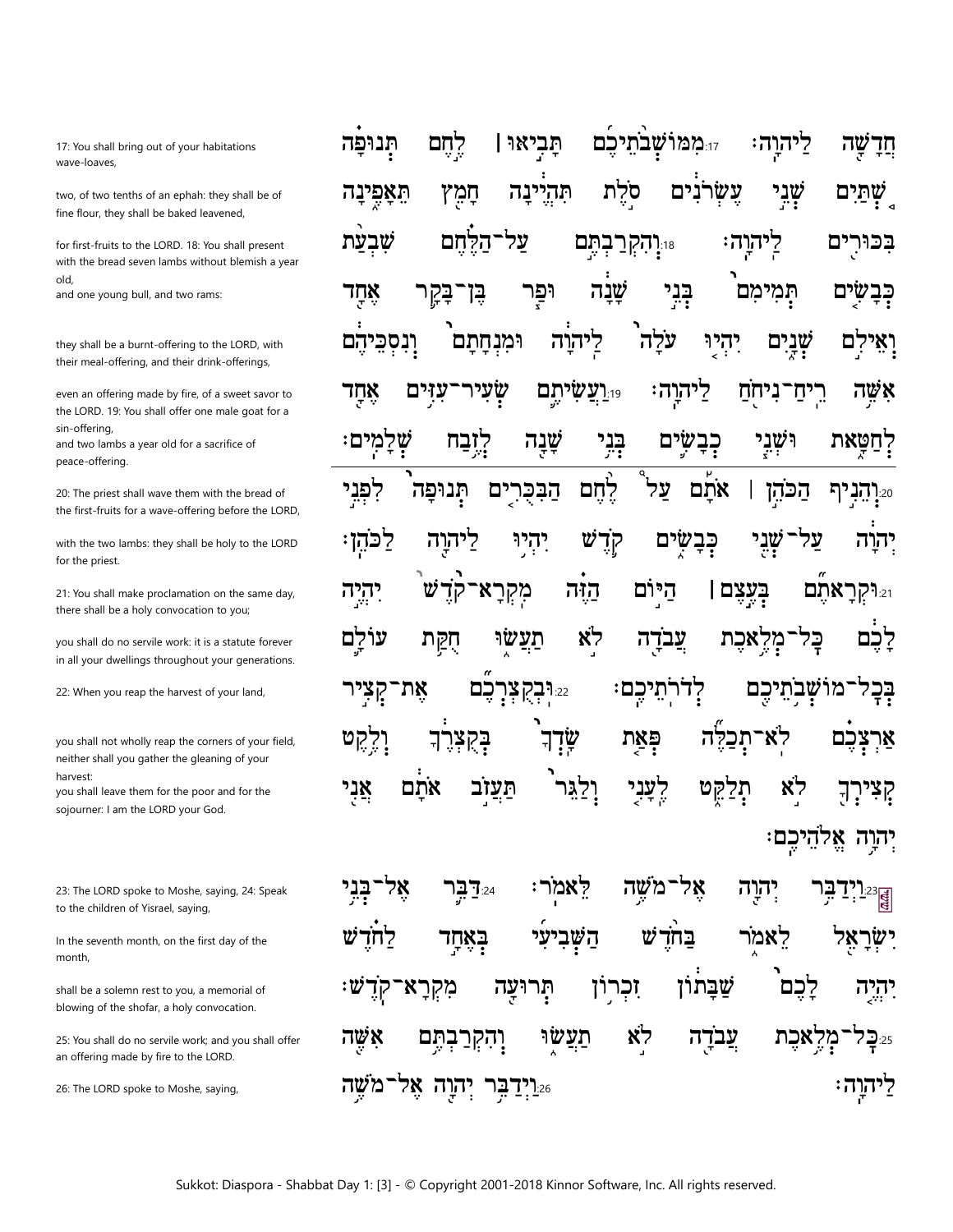חֲדָשָׁ֖ה לַיהוָֽה׃ 17 מִמּוֹשְׁבֹ֨תֵיכֶ֜ם תָּבִ֣יאּוּ ׀ לֶ֣חֶם תְּנוּפָ֗ה
שְׁתַּ֙יִם֙ שְׁנֵ֣י עֶשְׂרֹנִ֔ים סֹ֣לֶת תִּהְיֶ֔ינָה חָמֵ֖ץ תֵּאָפֶ֑ינָה
בִּכּוּרִ֖ים לַיהוָֽה׃ 18 וְהִקְרַבְתֶּ֣ם עַל־הַלֶּ֗חֶם שִׁבְעַ֨ת
כְּבָשִׂ֤ים תְּמִימִם֙ בְּנֵ֣י שָׁנָ֔ה וּפַ֧ר בֶּן־בָּקָ֛ר אֶחָ֖ד
וְאֵילִ֣ם שְׁנָ֑יִם יִהְי֤וּ עֹלָה֙ לַֽיהוָ֔ה וּמִנְחָתָם֙ וְנִסְכֵּיהֶ֔ם
אִשֵּׁ֥ה רֵֽיחַ־נִיחֹ֖חַ לַיהוָֽה׃ 19 וַעֲשִׂיתֶ֛ם שְׂעִיר־עִזִּ֥ים אֶחָ֖ד
לְחַטָּ֑את וּשְׁנֵ֧י כְבָשִׂ֛ים בְּנֵ֥י שָׁנָ֖ה לְזֶ֥בַח שְׁלָמִֽים׃

20 וְהֵנִ֣יף הַכֹּהֵ֣ן ׀ אֹתָ֡ם עַל֩ לֶ֨חֶם הַבִּכֻּרִ֤ים תְּנוּפָה֙ לִפְנֵ֣י
יְהוָ֔ה עַל־שְׁנֵ֖י כְּבָשִׂ֑ים קֹ֛דֶשׁ יִהְי֥וּ לַיהוָ֖ה לַכֹּהֵֽן׃
21 וּקְרָאתֶ֞ם בְּעֶ֣צֶם ׀ הַיּ֣וֹם הַזֶּ֗ה מִֽקְרָא־קֹ֙דֶשׁ֙ יִהְיֶ֣ה
לָכֶ֔ם כָּל־מְלֶ֥אכֶת עֲבֹדָ֖ה לֹ֣א תַעֲשׂ֑וּ חֻקַּ֥ת עוֹלָ֛ם
בְּכָל־מוֹשְׁבֹתֵיכֶ֖ם לְדֹרֹתֵיכֶֽם׃ 22 וּֽבְקֻצְרְכֶ֞ם אֶת־קְצִ֣יר
אַרְצְכֶ֗ם לֹֽא־תְכַלֶּ֞ה פְּאַ֤ת שָֽׂדְךָ֙ בְּקֻצְרֶ֔ךָ וְלֶ֥קֶט
קְצִֽירְךָ֖ לֹ֣א תְלַקֵּ֑ט לֶֽעָנִ֤י וְלַגֵּר֙ תַּעֲזֹ֣ב אֹתָ֔ם אֲנִ֖י
יְהוָ֥ה אֱלֹהֵיכֶֽם׃

23 וַיְדַבֵּ֥ר יְהוָ֖ה אֶל־מֹשֶׁ֥ה לֵּאמֹֽר׃ 24 דַּבֵּ֛ר אֶל־בְּנֵ֥י
יִשְׂרָאֵ֖ל לֵאמֹ֑ר בַּחֹ֨דֶשׁ הַשְּׁבִיעִ֜י בְּאֶחָ֣ד לַחֹ֗דֶשׁ
יִהְיֶ֤ה לָכֶם֙ שַׁבָּת֔וֹן זִכְר֥וֹן תְּרוּעָ֖ה מִקְרָא־קֹֽדֶשׁ׃
25 כָּל־מְלֶ֥אכֶת עֲבֹדָ֖ה לֹ֣א תַעֲשׂ֑וּ וְהִקְרַבְתֶּ֥ם אִשֶּׁ֖ה
לַיהוָֽה׃ 26 וַיְדַבֵּ֥ר יְהוָ֖ה אֶל־מֹשֶׁ֥ה

---

17: You shall bring out of your habitations wave-loaves,

two, of two tenths of an ephah: they shall be of fine flour, they shall be baked leavened,

for first-fruits to the LORD. 18: You shall present with the bread seven lambs without blemish a year old,
and one young bull, and two rams:

they shall be a burnt-offering to the LORD, with their meal-offering, and their drink-offerings,

even an offering made by fire, of a sweet savor to the LORD. 19: You shall offer one male goat for a sin-offering,
and two lambs a year old for a sacrifice of peace-offering.

20: The priest shall wave them with the bread of the first-fruits for a wave-offering before the LORD,

with the two lambs: they shall be holy to the LORD for the priest.

21: You shall make proclamation on the same day, there shall be a holy convocation to you;

you shall do no servile work: it is a statute forever in all your dwellings throughout your generations.

22: When you reap the harvest of your land,

you shall not wholly reap the corners of your field, neither shall you gather the gleaning of your harvest:
you shall leave them for the poor and for the sojourner: I am the LORD your God.

23: The LORD spoke to Moshe, saying, 24: Speak to the children of Yisrael, saying,

In the seventh month, on the first day of the month,

shall be a solemn rest to you, a memorial of blowing of the shofar, a holy convocation.

25: You shall do no servile work; and you shall offer an offering made by fire to the LORD.

26: The LORD spoke to Moshe, saying,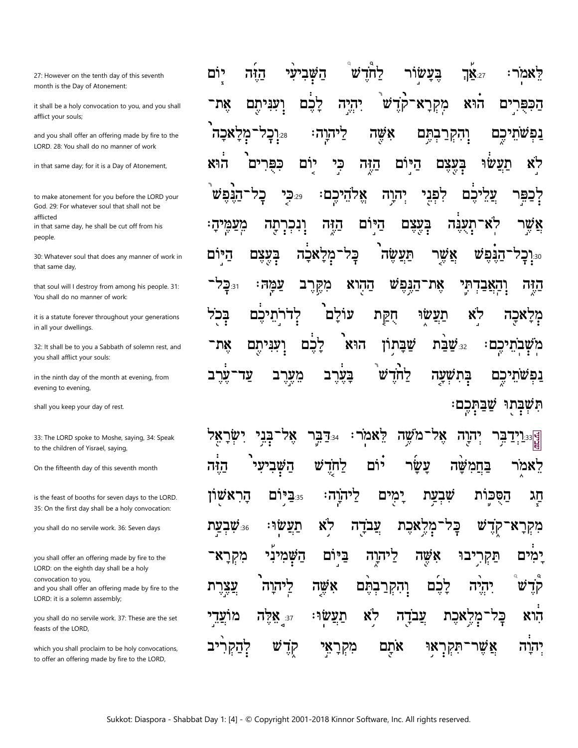27: However on the tenth day of this seventh month is the Day of Atonement:

it shall be a holy convocation to you, and you shall afflict your souls;

and you shall offer an offering made by fire to the LORD. 28: You shall do no manner of work

in that same day; for it is a Day of Atonement,

to make atonement for you before the LORD your God. 29: For whatever soul that shall not be afflicted
in that same day, he shall be cut off from his people.

30: Whatever soul that does any manner of work in that same day,

that soul will I destroy from among his people. 31: You shall do no manner of work:

it is a statute forever throughout your generations in all your dwellings.

32: It shall be to you a Sabbath of solemn rest, and you shall afflict your souls:

in the ninth day of the month at evening, from evening to evening,

shall you keep your day of rest.

לֵאמֹר׃ 27 אַךְ בֶּעָשׂוֹר לַחֹדֶשׁ הַשְּׁבִיעִי הַזֶּה יוֹם
הַכִּפֻּרִים הוּא מִקְרָא־קֹדֶשׁ יִהְיֶה לָכֶם וְעִנִּיתֶם אֶת־
נַפְשֹׁתֵיכֶם וְהִקְרַבְתֶּם אִשֶּׁה לַיהוָה׃ 28 וְכָל־מְלָאכָה
לֹא תַעֲשׂוּ בְּעֶצֶם הַיּוֹם הַזֶּה כִּי יוֹם כִּפֻּרִים הוּא
לְכַפֵּר עֲלֵיכֶם לִפְנֵי יְהוָה אֱלֹהֵיכֶם׃ 29 כִּי כָל־הַנֶּפֶשׁ
אֲשֶׁר לֹא־תְעֻנֶּה בְּעֶצֶם הַיּוֹם הַזֶּה וְנִכְרְתָה מֵעַמֶּיהָ׃
30 וְכָל־הַנֶּפֶשׁ אֲשֶׁר תַּעֲשֶׂה כָּל־מְלָאכָה בְּעֶצֶם הַיּוֹם
הַזֶּה וְהַאֲבַדְתִּי אֶת־הַנֶּפֶשׁ הַהִוא מִקֶּרֶב עַמָּהּ׃ 31 כָּל־
מְלָאכָה לֹא תַעֲשׂוּ חֻקַּת עוֹלָם לְדֹרֹתֵיכֶם בְּכֹל
מֹשְׁבֹתֵיכֶם׃ 32 שַׁבַּת שַׁבָּתוֹן הוּא לָכֶם וְעִנִּיתֶם אֶת־
נַפְשֹׁתֵיכֶם בְּתִשְׁעָה לַחֹדֶשׁ בָּעֶרֶב מֵעֶרֶב עַד־עֶרֶב
תִּשְׁבְּתוּ שַׁבַּתְּכֶם׃

33: The LORD spoke to Moshe, saying, 34: Speak to the children of Yisrael, saying,

On the fifteenth day of this seventh month

is the feast of booths for seven days to the LORD. 35: On the first day shall be a holy convocation:

you shall do no servile work. 36: Seven days

you shall offer an offering made by fire to the LORD: on the eighth day shall be a holy convocation to you,
and you shall offer an offering made by fire to the LORD: it is a solemn assembly;

you shall do no servile work. 37: These are the set feasts of the LORD,

which you shall proclaim to be holy convocations, to offer an offering made by fire to the LORD,

33 וַיְדַבֵּר יְהוָה אֶל־מֹשֶׁה לֵּאמֹר׃ 34 דַּבֵּר אֶל־בְּנֵי יִשְׂרָאֵל
לֵאמֹר בַּחֲמִשָּׁה עָשָׂר יוֹם לַחֹדֶשׁ הַשְּׁבִיעִי הַזֶּה
חַג הַסֻּכּוֹת שִׁבְעַת יָמִים לַיהוָה׃ 35 בַּיּוֹם הָרִאשׁוֹן
מִקְרָא־קֹדֶשׁ כָּל־מְלֶאכֶת עֲבֹדָה לֹא תַעֲשׂוּ׃ 36 שִׁבְעַת
יָמִים תַּקְרִיבוּ אִשֶּׁה לַיהוָה בַּיּוֹם הַשְּׁמִינִי מִקְרָא־
קֹדֶשׁ יִהְיֶה לָכֶם וְהִקְרַבְתֶּם אִשֶּׁה לַיהוָה עֲצֶרֶת
הִוא כָּל־מְלֶאכֶת עֲבֹדָה לֹא תַעֲשׂוּ׃ 37 אֵלֶּה מוֹעֲדֵי
יְהוָה אֲשֶׁר־תִּקְרְאוּ אֹתָם מִקְרָאֵי קֹדֶשׁ לְהַקְרִיב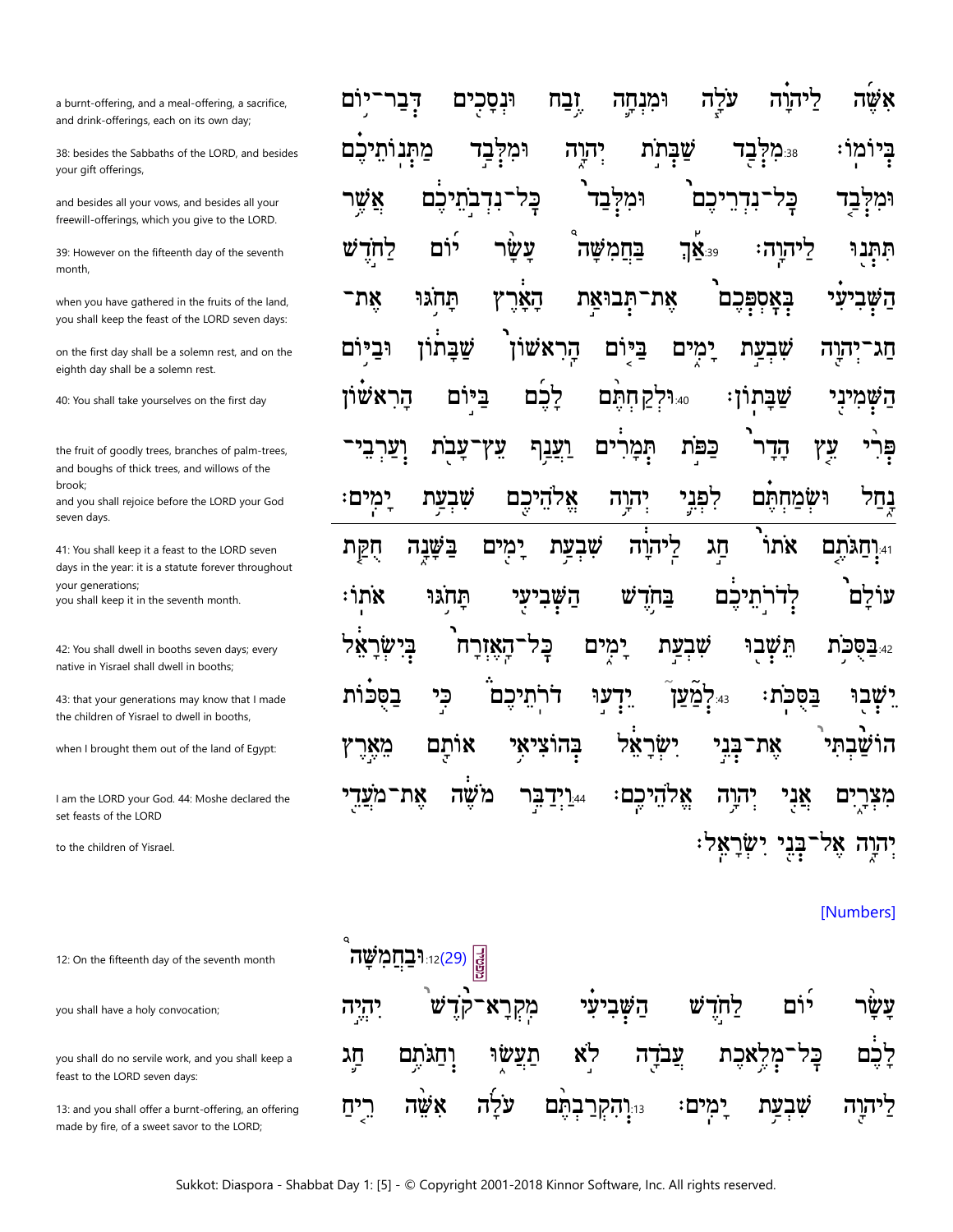אִשֶּׁה לַיהוָה עֹלָה וּמִנְחָה זֶבַח וּנְסָכִים דְּבַר־יוֹם בְּיוֹמוֹ׃ 38 מִלְּבַד שַׁבְּתֹת יְהוָה וּמִלְּבַד מַתְּנוֹתֵיכֶם וּמִלְּבַד כָּל־נִדְרֵיכֶם וּמִלְּבַד כָּל־נִדְבֹתֵיכֶם אֲשֶׁר תִּתְּנוּ לַיהוָה׃ 39 אַךְ בַּחֲמִשָּׁה עָשָׂר יוֹם לַחֹדֶשׁ הַשְּׁבִיעִי בְּאָסְפְּכֶם אֶת־תְּבוּאַת הָאָרֶץ תָּחֹגּוּ אֶת־חַג־יְהוָה שִׁבְעַת יָמִים בַּיּוֹם הָרִאשׁוֹן שַׁבָּתוֹן וּבַיּוֹם הַשְּׁמִינִי שַׁבָּתוֹן׃ 40 וּלְקַחְתֶּם לָכֶם בַּיּוֹם הָרִאשׁוֹן פְּרִי עֵץ הָדָר כַּפֹּת תְּמָרִים וַעֲנַף עֵץ־עָבֹת וְעַרְבֵי־נָחַל וּשְׂמַחְתֶּם לִפְנֵי יְהוָה אֱלֹהֵיכֶם שִׁבְעַת יָמִים׃

---

41 וְחַגֹּתֶם אֹתוֹ חַג לַיהוָה שִׁבְעַת יָמִים בַּשָּׁנָה חֻקַּת עוֹלָם לְדֹרֹתֵיכֶם בַּחֹדֶשׁ הַשְּׁבִיעִי תָּחֹגּוּ אֹתוֹ׃ 42 בַּסֻּכֹּת תֵּשְׁבוּ שִׁבְעַת יָמִים כָּל־הָאֶזְרָח בְּיִשְׂרָאֵל יֵשְׁבוּ בַּסֻּכֹּת׃ 43 לְמַעַן יֵדְעוּ דֹרֹתֵיכֶם כִּי בַסֻּכּוֹת הוֹשַׁבְתִּי אֶת־בְּנֵי יִשְׂרָאֵל בְּהוֹצִיאִי אוֹתָם מֵאֶרֶץ מִצְרָיִם אֲנִי יְהוָה אֱלֹהֵיכֶם׃ 44 וַיְדַבֵּר מֹשֶׁה אֶת־מֹעֲדֵי יְהוָה אֶל־בְּנֵי יִשְׂרָאֵל׃

a burnt-offering, and a meal-offering, a sacrifice, and drink-offerings, each on its own day;

38: besides the Sabbaths of the LORD, and besides your gift offerings,

and besides all your vows, and besides all your freewill-offerings, which you give to the LORD.

39: However on the fifteenth day of the seventh month,

when you have gathered in the fruits of the land, you shall keep the feast of the LORD seven days:

on the first day shall be a solemn rest, and on the eighth day shall be a solemn rest.

40: You shall take yourselves on the first day

the fruit of goodly trees, branches of palm-trees, and boughs of thick trees, and willows of the brook;

and you shall rejoice before the LORD your God seven days.

41: You shall keep it a feast to the LORD seven days in the year: it is a statute forever throughout your generations;

you shall keep it in the seventh month.

42: You shall dwell in booths seven days; every native in Yisrael shall dwell in booths;

43: that your generations may know that I made the children of Yisrael to dwell in booths,

when I brought them out of the land of Egypt:

I am the LORD your God. 44: Moshe declared the set feasts of the LORD

to the children of Yisrael.

[Numbers]

(29) 12 וּבַחֲמִשָּׁה עָשָׂר יוֹם לַחֹדֶשׁ הַשְּׁבִיעִי מִקְרָא־קֹדֶשׁ יִהְיֶה לָכֶם כָּל־מְלֶאכֶת עֲבֹדָה לֹא תַעֲשׂוּ וְחַגֹּתֶם חַג לַיהוָה שִׁבְעַת יָמִים׃ 13 וְהִקְרַבְתֶּם עֹלָה אִשֵּׁה רֵיחַ

12: On the fifteenth day of the seventh month

you shall have a holy convocation;

you shall do no servile work, and you shall keep a feast to the LORD seven days:

13: and you shall offer a burnt-offering, an offering made by fire, of a sweet savor to the LORD;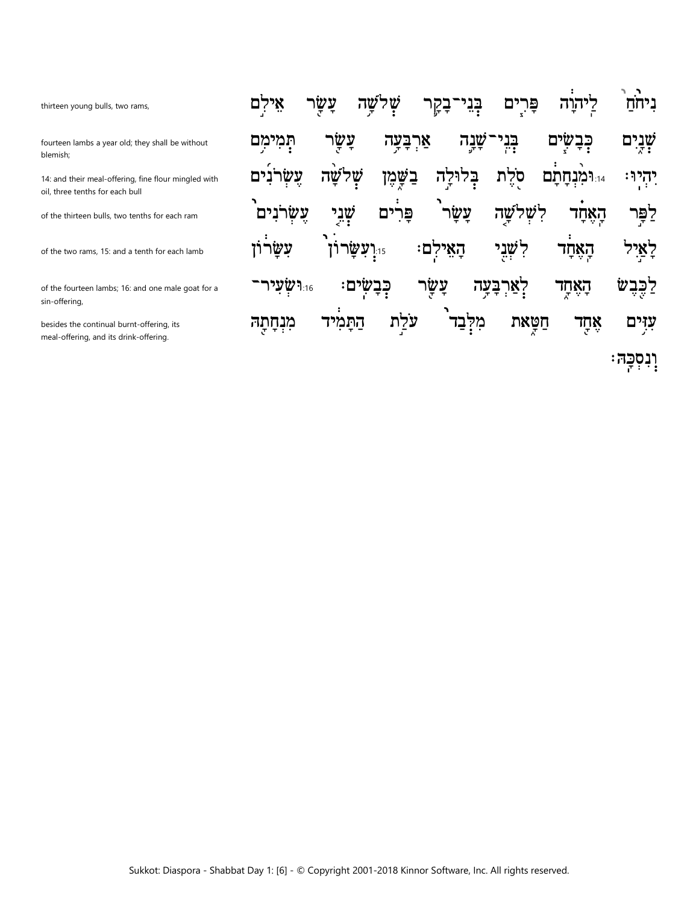| | |
|---|---|
| thirteen young bulls, two rams, | נִיחֹחַ֙ לַֽיהוָ֔ה פָּרִ֧ים בְּנֵי־בָקָ֛ר שְׁלֹשָׁ֥ה עָשָׂ֖ר אֵילִ֣ם |
| fourteen lambs a year old; they shall be without blemish; | שְׁנָ֑יִם כְּבָשִׂ֧ים בְּנֵֽי־שָׁנָ֛ה אַרְבָּעָ֥ה עָשָׂ֖ר תְּמִימִ֥ם |
| 14: and their meal-offering, fine flour mingled with oil, three tenths for each bull | יִהְיֽוּ׃ 14:וּ֨מִנְחָתָ֔ם סֹ֖לֶת בְּלוּלָ֣ה בַשָּׁ֑מֶן שְׁלֹשָׁ֨ה עֶשְׂרֹנִ֜ים |
| of the thirteen bulls, two tenths for each ram | לַפָּ֣ר הָאֶחָ֗ד לִשְׁלֹשָׁ֤ה עָשָׂר֙ פָּרִ֔ים שְׁנֵ֣י עֶשְׂרֹנִ֗ים |
| of the two rams, 15: and a tenth for each lamb | לָאַ֣יִל הָאֶחָ֔ד לִשְׁנֵ֖י הָאֵילִֽם׃ 15:וְעִשָּׂרוֹן֙ עִשָּׂר֔וֹן |
| of the fourteen lambs; 16: and one male goat for a sin-offering, | לַכֶּ֣בֶשׂ הָאֶחָ֑ד לְאַרְבָּעָ֥ה עָשָׂ֖ר כְּבָשִֽׂים׃ 16:וּשְׂעִיר־ |
| besides the continual burnt-offering, its meal-offering, and its drink-offering. | עִזִּ֥ים אֶחָ֖ד חַטָּ֑את מִלְּבַד֙ עֹלַ֣ת הַתָּמִ֔יד מִנְחָתָ֖הּ |
| | וְנִסְכָּֽהּ׃ |